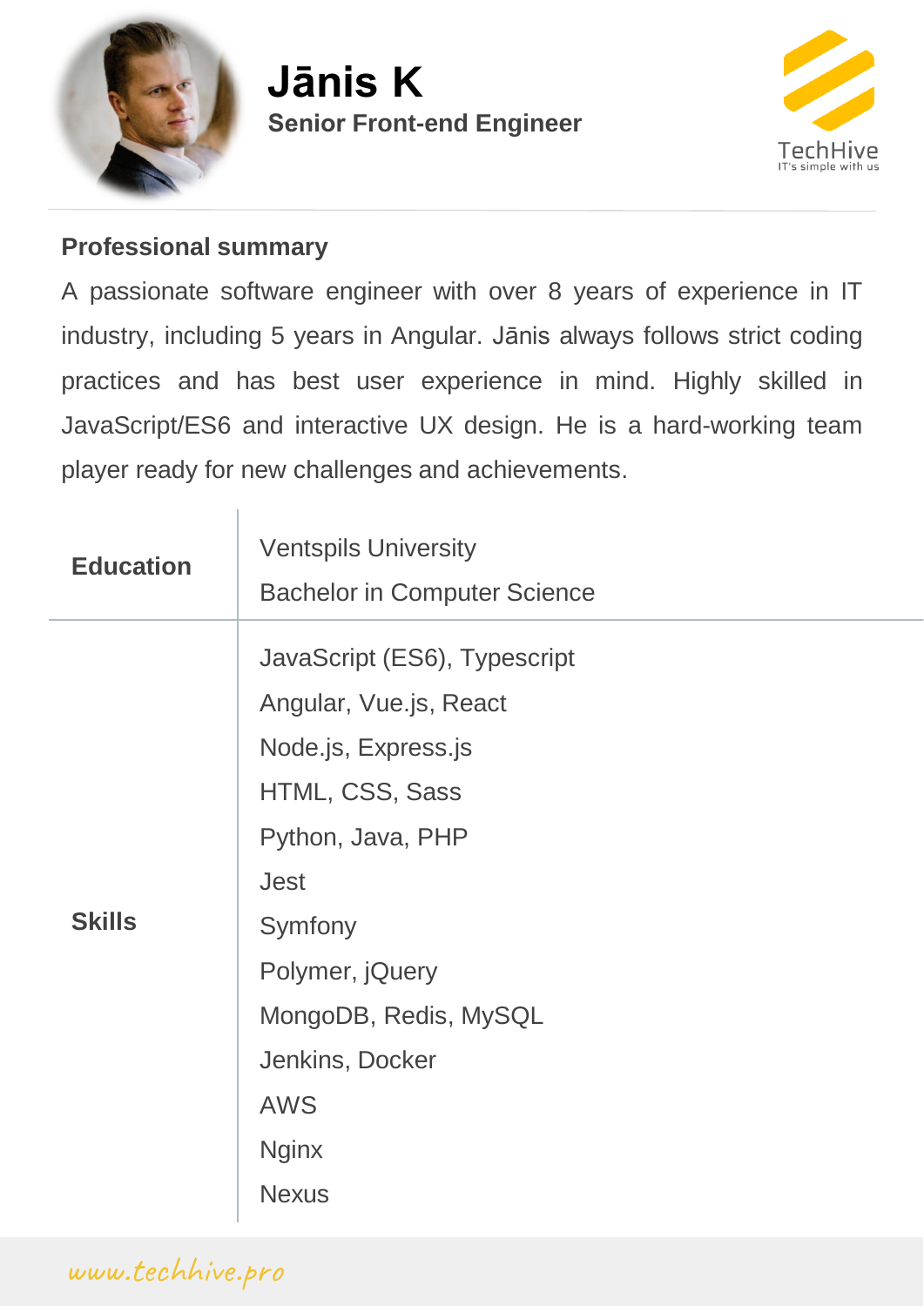# Jānis K

**Senior Front-end Engineer**

TechHive
IT's simple with us

## Professional summary

A passionate software engineer with over 8 years of experience in IT industry, including 5 years in Angular. Jānis always follows strict coding practices and has best user experience in mind. Highly skilled in JavaScript/ES6 and interactive UX design. He is a hard-working team player ready for new challenges and achievements.

| | |
|---|---|
| **Education** | Ventspils University<br>Bachelor in Computer Science |
| **Skills** | JavaScript (ES6), Typescript<br>Angular, Vue.js, React<br>Node.js, Express.js<br>HTML, CSS, Sass<br>Python, Java, PHP<br>Jest<br>Symfony<br>Polymer, jQuery<br>MongoDB, Redis, MySQL<br>Jenkins, Docker<br>AWS<br>Nginx<br>Nexus |

www.techhive.pro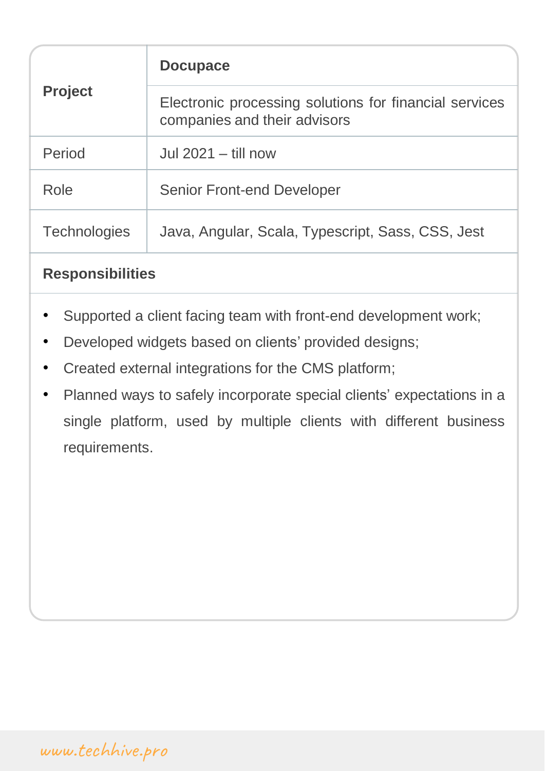| **Project** | **Docupace**<br>Electronic processing solutions for financial services companies and their advisors |
|---|---|
| Period | Jul 2021 – till now |
| Role | Senior Front-end Developer |
| Technologies | Java, Angular, Scala, Typescript, Sass, CSS, Jest |

**Responsibilities**

- Supported a client facing team with front-end development work;
- Developed widgets based on clients' provided designs;
- Created external integrations for the CMS platform;
- Planned ways to safely incorporate special clients' expectations in a single platform, used by multiple clients with different business requirements.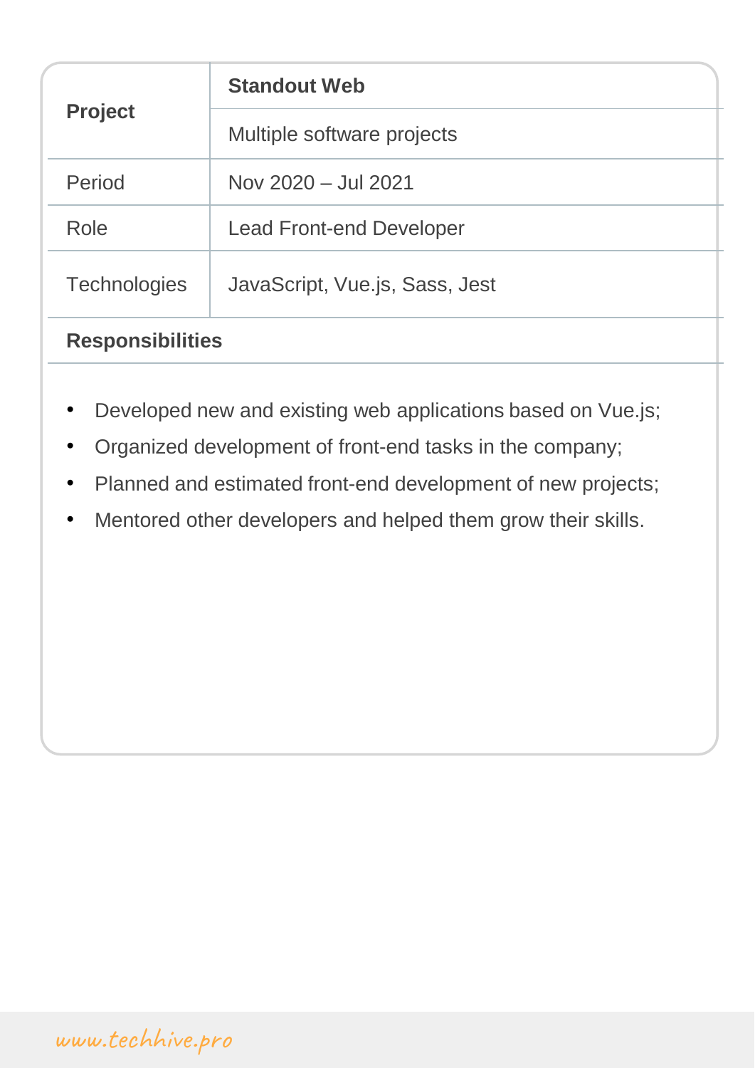| **Project** | **Standout Web** |
| --- | --- |
| | Multiple software projects |
| Period | Nov 2020 – Jul 2021 |
| Role | Lead Front-end Developer |
| Technologies | JavaScript, Vue.js, Sass, Jest |

**Responsibilities**

- Developed new and existing web applications based on Vue.js;
- Organized development of front-end tasks in the company;
- Planned and estimated front-end development of new projects;
- Mentored other developers and helped them grow their skills.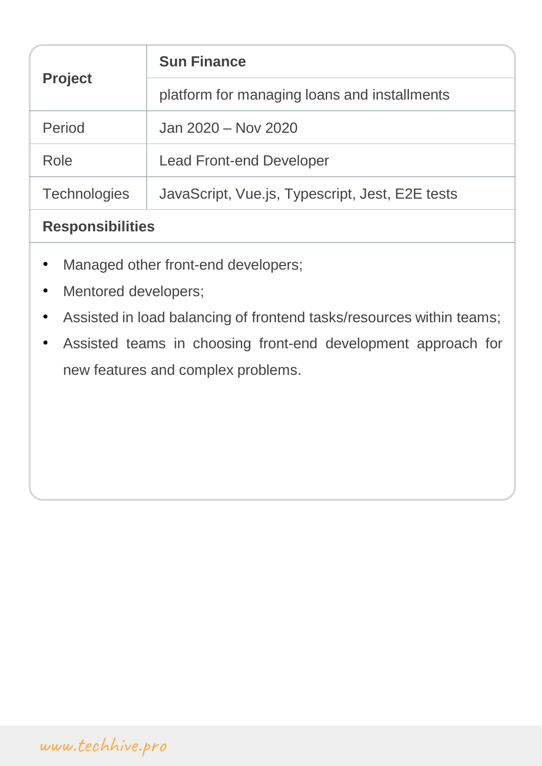| **Project** | **Sun Finance** |
|---|---|
| | platform for managing loans and installments |
| Period | Jan 2020 – Nov 2020 |
| Role | Lead Front-end Developer |
| Technologies | JavaScript, Vue.js, Typescript, Jest, E2E tests |

**Responsibilities**

- Managed other front-end developers;
- Mentored developers;
- Assisted in load balancing of frontend tasks/resources within teams;
- Assisted teams in choosing front-end development approach for new features and complex problems.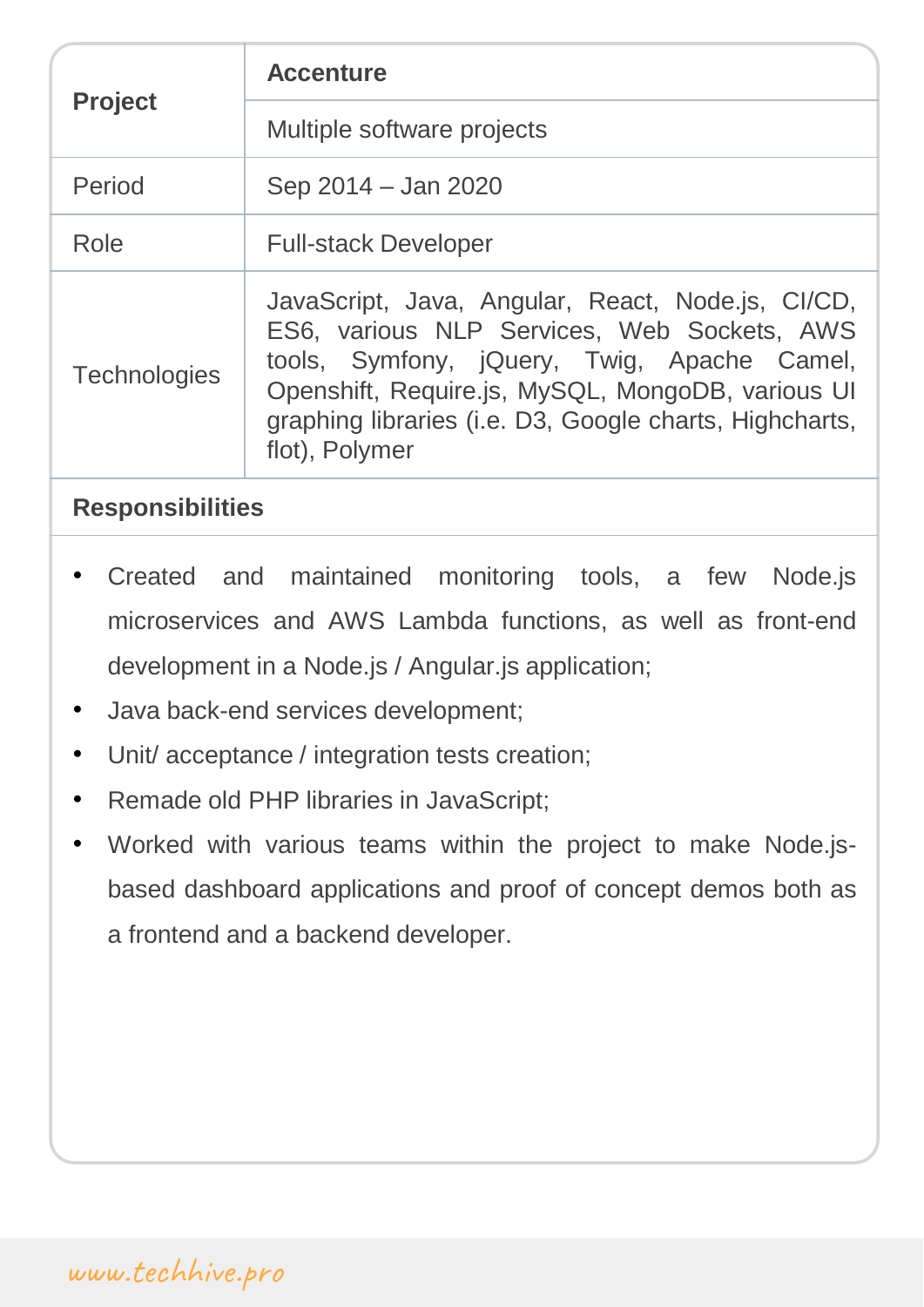| | |
|---|---|
| **Project** | **Accenture** |
| | Multiple software projects |
| Period | Sep 2014 – Jan 2020 |
| Role | Full-stack Developer |
| Technologies | JavaScript, Java, Angular, React, Node.js, CI/CD, ES6, various NLP Services, Web Sockets, AWS tools, Symfony, jQuery, Twig, Apache Camel, Openshift, Require.js, MySQL, MongoDB, various UI graphing libraries (i.e. D3, Google charts, Highcharts, flot), Polymer |

**Responsibilities**

- Created and maintained monitoring tools, a few Node.js microservices and AWS Lambda functions, as well as front-end development in a Node.js / Angular.js application;
- Java back-end services development;
- Unit/ acceptance / integration tests creation;
- Remade old PHP libraries in JavaScript;
- Worked with various teams within the project to make Node.js-based dashboard applications and proof of concept demos both as a frontend and a backend developer.